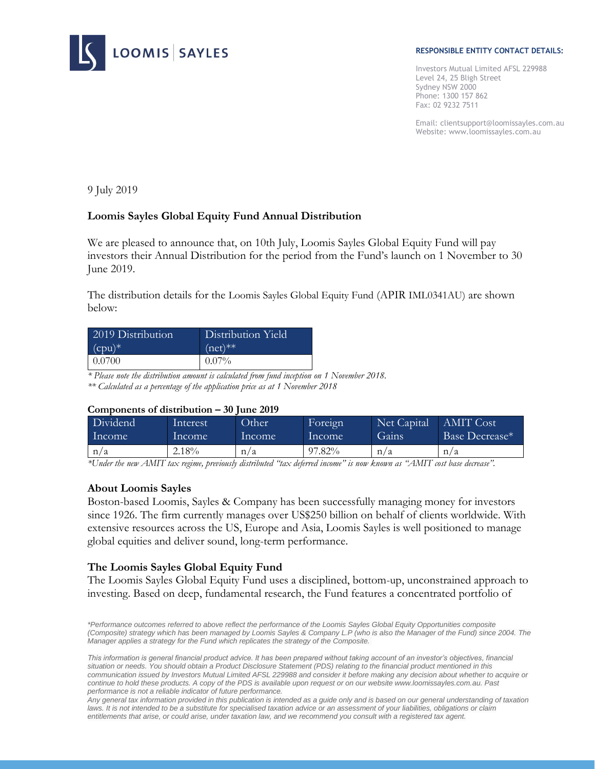LOOMIS | SAYLES

**RESPONSIBLE ENTITY CONTACT DETAILS:**

Investors Mutual Limited AFSL 229988
Level 24, 25 Bligh Street
Sydney NSW 2000
Phone: 1300 157 862
Fax: 02 9232 7511

Email: clientsupport@loomissayles.com.au
Website: www.loomissayles.com.au

9 July 2019

**Loomis Sayles Global Equity Fund Annual Distribution**

We are pleased to announce that, on 10th July, Loomis Sayles Global Equity Fund will pay investors their Annual Distribution for the period from the Fund's launch on 1 November to 30 June 2019.

The distribution details for the Loomis Sayles Global Equity Fund (APIR IML0341AU) are shown below:

| 2019 Distribution (cpu)* | Distribution Yield (net)** |
|---|---|
| 0.0700 | 0.07% |

*\* Please note the distribution amount is calculated from fund inception on 1 November 2018.*
*\*\* Calculated as a percentage of the application price as at 1 November 2018*

**Components of distribution – 30 June 2019**

| Dividend Income | Interest Income | Other Income | Foreign Income | Net Capital Gains | AMIT Cost Base Decrease* |
|---|---|---|---|---|---|
| n/a | 2.18% | n/a | 97.82% | n/a | n/a |

*\*Under the new AMIT tax regime, previously distributed "tax deferred income" is now known as "AMIT cost base decrease".*

### About Loomis Sayles

Boston-based Loomis, Sayles & Company has been successfully managing money for investors since 1926. The firm currently manages over US$250 billion on behalf of clients worldwide. With extensive resources across the US, Europe and Asia, Loomis Sayles is well positioned to manage global equities and deliver sound, long-term performance.

### The Loomis Sayles Global Equity Fund

The Loomis Sayles Global Equity Fund uses a disciplined, bottom-up, unconstrained approach to investing. Based on deep, fundamental research, the Fund features a concentrated portfolio of

*\*Performance outcomes referred to above reflect the performance of the Loomis Sayles Global Equity Opportunities composite (Composite) strategy which has been managed by Loomis Sayles & Company L.P (who is also the Manager of the Fund) since 2004. The Manager applies a strategy for the Fund which replicates the strategy of the Composite.*

*This information is general financial product advice. It has been prepared without taking account of an investor's objectives, financial situation or needs. You should obtain a Product Disclosure Statement (PDS) relating to the financial product mentioned in this communication issued by Investors Mutual Limited AFSL 229988 and consider it before making any decision about whether to acquire or continue to hold these products. A copy of the PDS is available upon request or on our website www.loomissayles.com.au. Past performance is not a reliable indicator of future performance.*
*Any general tax information provided in this publication is intended as a guide only and is based on our general understanding of taxation laws. It is not intended to be a substitute for specialised taxation advice or an assessment of your liabilities, obligations or claim entitlements that arise, or could arise, under taxation law, and we recommend you consult with a registered tax agent.*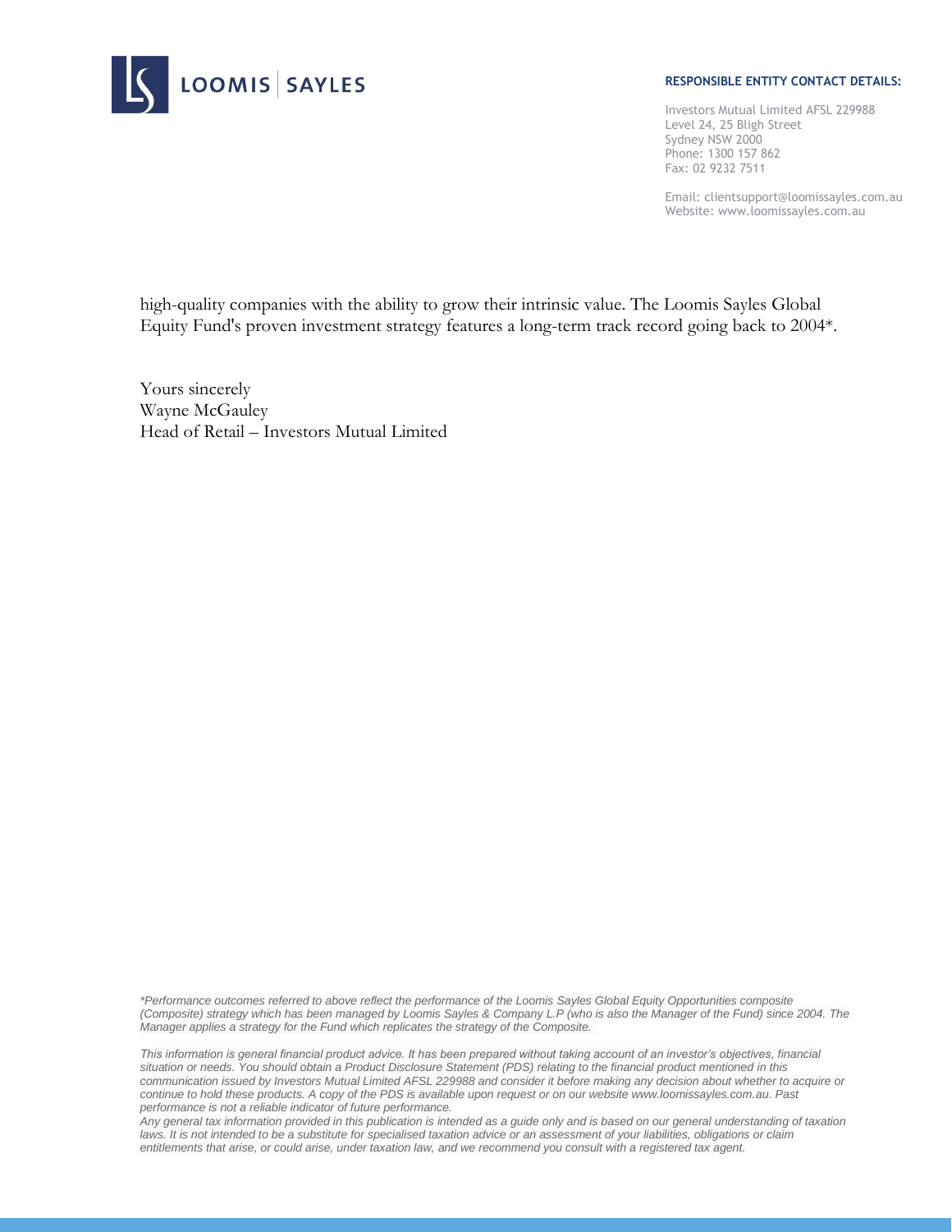**RESPONSIBLE ENTITY CONTACT DETAILS:**

Investors Mutual Limited AFSL 229988
Level 24, 25 Bligh Street
Sydney NSW 2000
Phone: 1300 157 862
Fax: 02 9232 7511

Email: clientsupport@loomissayles.com.au
Website: www.loomissayles.com.au

high-quality companies with the ability to grow their intrinsic value. The Loomis Sayles Global Equity Fund's proven investment strategy features a long-term track record going back to 2004*.

Yours sincerely
Wayne McGauley
Head of Retail – Investors Mutual Limited

*\*Performance outcomes referred to above reflect the performance of the Loomis Sayles Global Equity Opportunities composite (Composite) strategy which has been managed by Loomis Sayles & Company L.P (who is also the Manager of the Fund) since 2004. The Manager applies a strategy for the Fund which replicates the strategy of the Composite.*

*This information is general financial product advice. It has been prepared without taking account of an investor's objectives, financial situation or needs. You should obtain a Product Disclosure Statement (PDS) relating to the financial product mentioned in this communication issued by Investors Mutual Limited AFSL 229988 and consider it before making any decision about whether to acquire or continue to hold these products. A copy of the PDS is available upon request or on our website www.loomissayles.com.au. Past performance is not a reliable indicator of future performance.*
*Any general tax information provided in this publication is intended as a guide only and is based on our general understanding of taxation laws. It is not intended to be a substitute for specialised taxation advice or an assessment of your liabilities, obligations or claim entitlements that arise, or could arise, under taxation law, and we recommend you consult with a registered tax agent.*